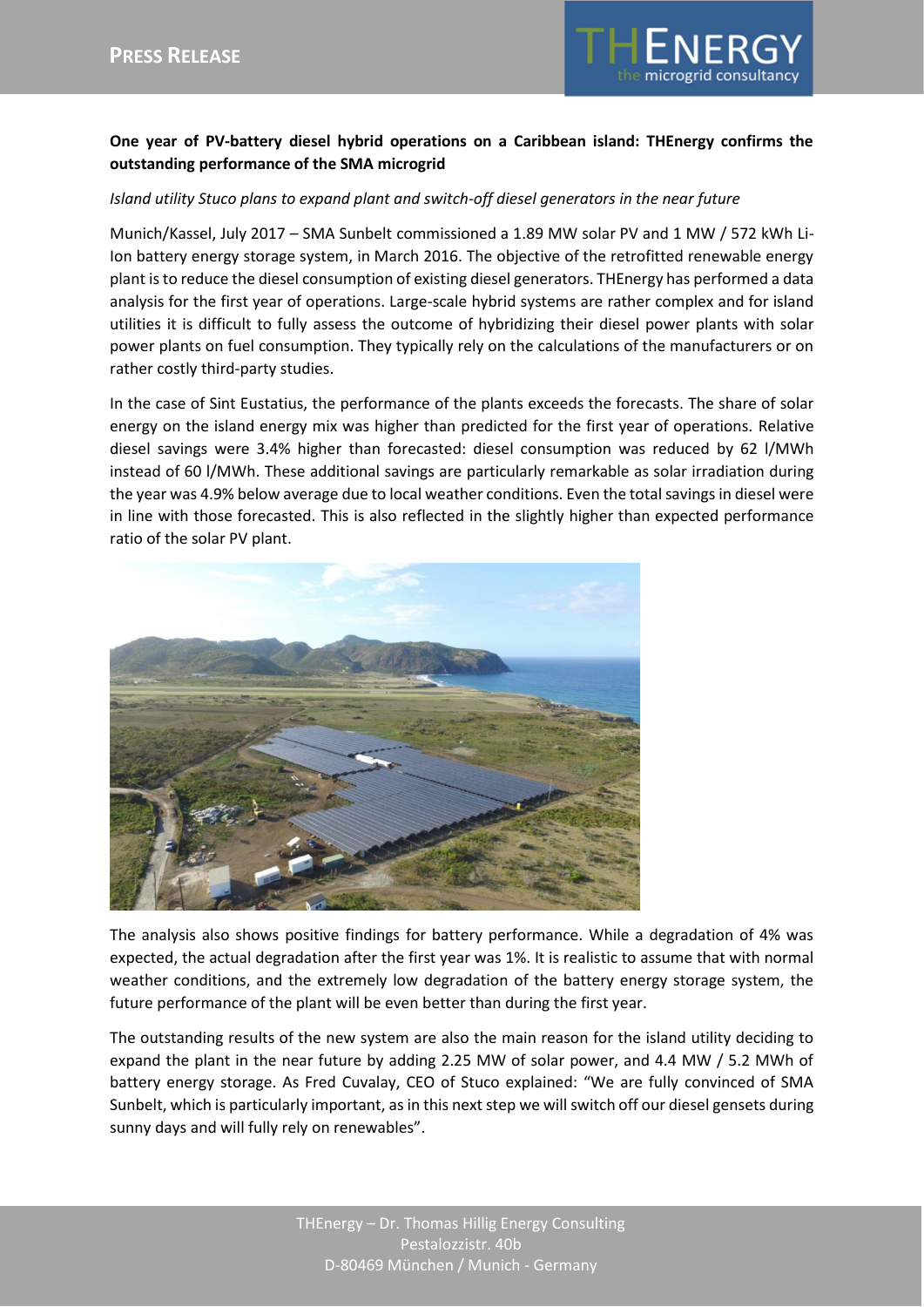**PRESS RELEASE**

**One year of PV-battery diesel hybrid operations on a Caribbean island: THEnergy confirms the outstanding performance of the SMA microgrid**

*Island utility Stuco plans to expand plant and switch-off diesel generators in the near future*

Munich/Kassel, July 2017 – SMA Sunbelt commissioned a 1.89 MW solar PV and 1 MW / 572 kWh Li-Ion battery energy storage system, in March 2016. The objective of the retrofitted renewable energy plant is to reduce the diesel consumption of existing diesel generators. THEnergy has performed a data analysis for the first year of operations. Large-scale hybrid systems are rather complex and for island utilities it is difficult to fully assess the outcome of hybridizing their diesel power plants with solar power plants on fuel consumption. They typically rely on the calculations of the manufacturers or on rather costly third-party studies.

In the case of Sint Eustatius, the performance of the plants exceeds the forecasts. The share of solar energy on the island energy mix was higher than predicted for the first year of operations. Relative diesel savings were 3.4% higher than forecasted: diesel consumption was reduced by 62 l/MWh instead of 60 l/MWh. These additional savings are particularly remarkable as solar irradiation during the year was 4.9% below average due to local weather conditions. Even the total savings in diesel were in line with those forecasted. This is also reflected in the slightly higher than expected performance ratio of the solar PV plant.

The analysis also shows positive findings for battery performance. While a degradation of 4% was expected, the actual degradation after the first year was 1%. It is realistic to assume that with normal weather conditions, and the extremely low degradation of the battery energy storage system, the future performance of the plant will be even better than during the first year.

The outstanding results of the new system are also the main reason for the island utility deciding to expand the plant in the near future by adding 2.25 MW of solar power, and 4.4 MW / 5.2 MWh of battery energy storage. As Fred Cuvalay, CEO of Stuco explained: "We are fully convinced of SMA Sunbelt, which is particularly important, as in this next step we will switch off our diesel gensets during sunny days and will fully rely on renewables".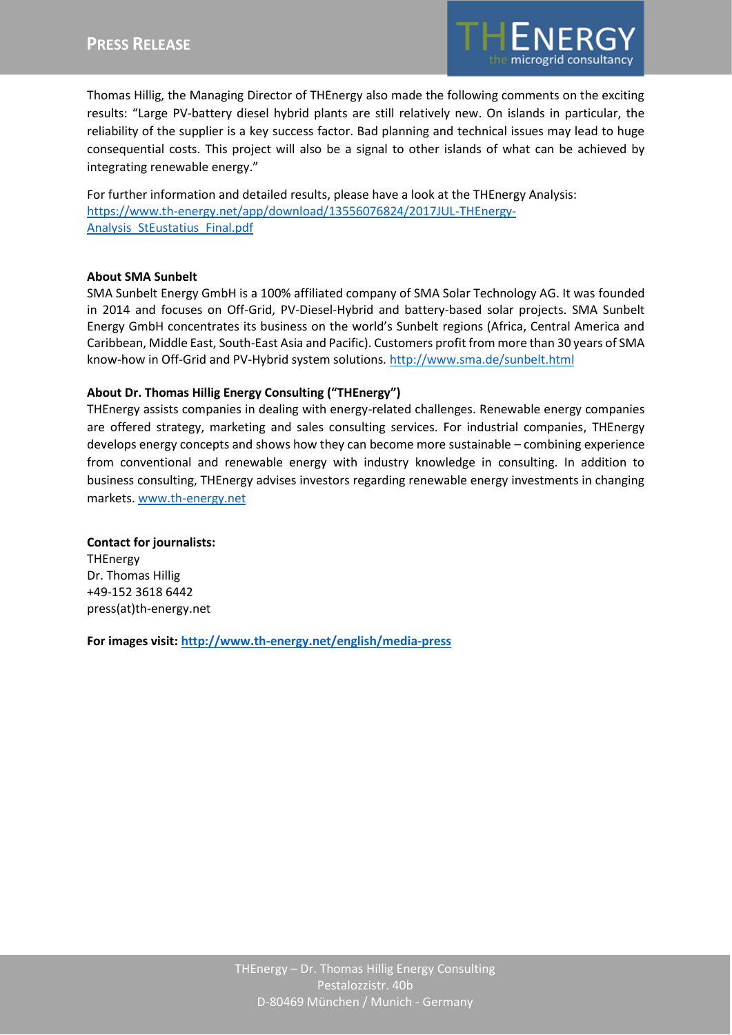Thomas Hillig, the Managing Director of THEnergy also made the following comments on the exciting results: "Large PV-battery diesel hybrid plants are still relatively new. On islands in particular, the reliability of the supplier is a key success factor. Bad planning and technical issues may lead to huge consequential costs. This project will also be a signal to other islands of what can be achieved by integrating renewable energy."

For further information and detailed results, please have a look at the THEnergy Analysis:
https://www.th-energy.net/app/download/13556076824/2017JUL-THEnergy-Analysis_StEustatius_Final.pdf

**About SMA Sunbelt**

SMA Sunbelt Energy GmbH is a 100% affiliated company of SMA Solar Technology AG. It was founded in 2014 and focuses on Off-Grid, PV-Diesel-Hybrid and battery-based solar projects. SMA Sunbelt Energy GmbH concentrates its business on the world's Sunbelt regions (Africa, Central America and Caribbean, Middle East, South-East Asia and Pacific). Customers profit from more than 30 years of SMA know-how in Off-Grid and PV-Hybrid system solutions. http://www.sma.de/sunbelt.html

**About Dr. Thomas Hillig Energy Consulting ("THEnergy")**

THEnergy assists companies in dealing with energy-related challenges. Renewable energy companies are offered strategy, marketing and sales consulting services. For industrial companies, THEnergy develops energy concepts and shows how they can become more sustainable – combining experience from conventional and renewable energy with industry knowledge in consulting. In addition to business consulting, THEnergy advises investors regarding renewable energy investments in changing markets. www.th-energy.net

**Contact for journalists:**
THEnergy
Dr. Thomas Hillig
+49-152 3618 6442
press(at)th-energy.net

**For images visit: http://www.th-energy.net/english/media-press**